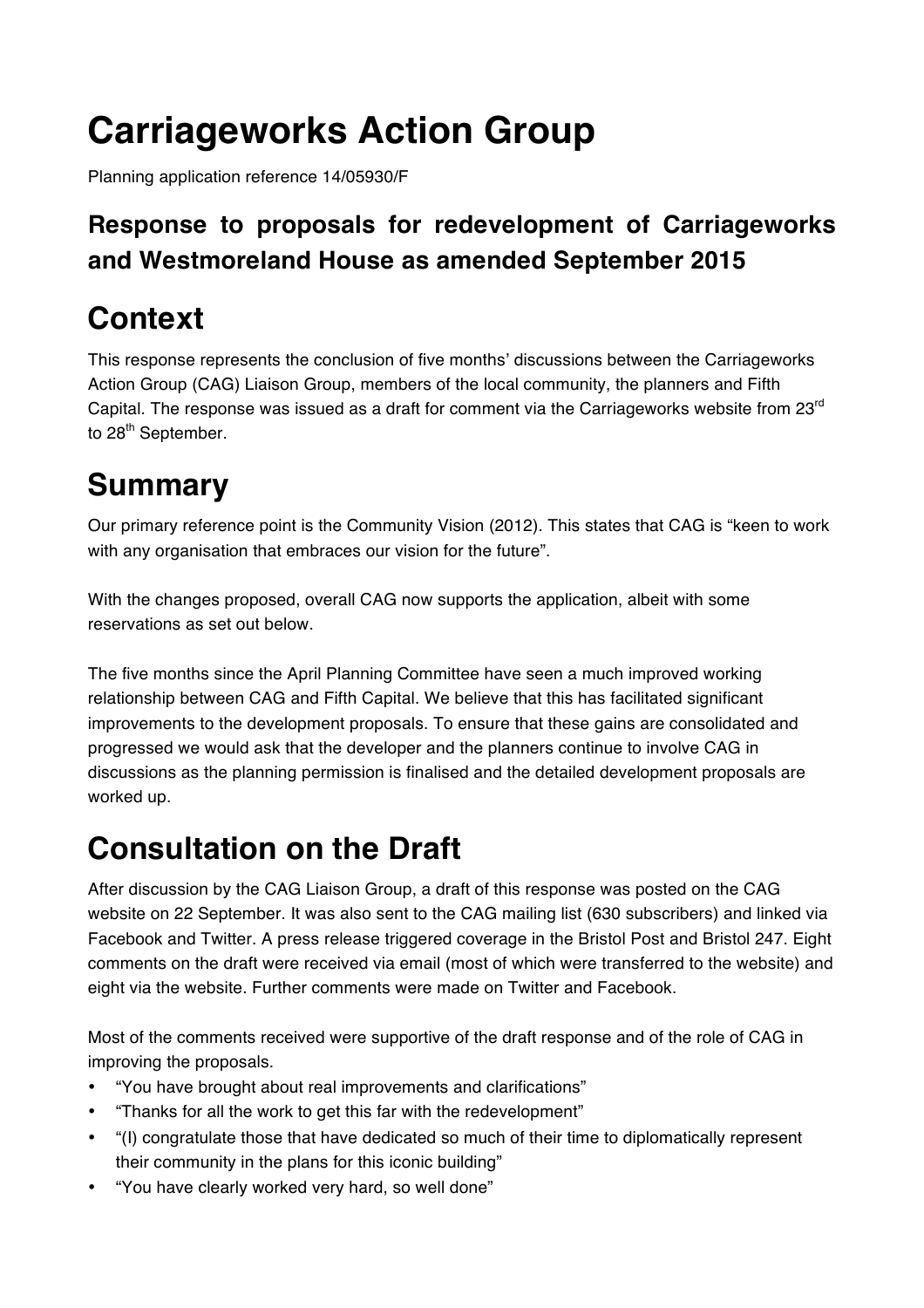// Carriageworks Action Group

Planning application reference 14/05930/F

### Response to proposals for redevelopment of Carriageworks and Westmoreland House as amended September 2015

## Context

This response represents the conclusion of five months' discussions between the Carriageworks Action Group (CAG) Liaison Group, members of the local community, the planners and Fifth Capital. The response was issued as a draft for comment via the Carriageworks website from 23rd to 28th September.

## Summary

Our primary reference point is the Community Vision (2012). This states that CAG is "keen to work with any organisation that embraces our vision for the future".

With the changes proposed, overall CAG now supports the application, albeit with some reservations as set out below.

The five months since the April Planning Committee have seen a much improved working relationship between CAG and Fifth Capital. We believe that this has facilitated significant improvements to the development proposals. To ensure that these gains are consolidated and progressed we would ask that the developer and the planners continue to involve CAG in discussions as the planning permission is finalised and the detailed development proposals are worked up.

## Consultation on the Draft

After discussion by the CAG Liaison Group, a draft of this response was posted on the CAG website on 22 September. It was also sent to the CAG mailing list (630 subscribers) and linked via Facebook and Twitter. A press release triggered coverage in the Bristol Post and Bristol 247. Eight comments on the draft were received via email (most of which were transferred to the website) and eight via the website. Further comments were made on Twitter and Facebook.

Most of the comments received were supportive of the draft response and of the role of CAG in improving the proposals.

- "You have brought about real improvements and clarifications"
- "Thanks for all the work to get this far with the redevelopment"
- "(I) congratulate those that have dedicated so much of their time to diplomatically represent their community in the plans for this iconic building"
- "You have clearly worked very hard, so well done"

# Carriageworks Action Group

Planning application reference 14/05930/F

### Response to proposals for redevelopment of Carriageworks and Westmoreland House as amended September 2015

## Context

This response represents the conclusion of five months' discussions between the Carriageworks Action Group (CAG) Liaison Group, members of the local community, the planners and Fifth Capital. The response was issued as a draft for comment via the Carriageworks website from 23rd to 28th September.

## Summary

Our primary reference point is the Community Vision (2012). This states that CAG is "keen to work with any organisation that embraces our vision for the future".

With the changes proposed, overall CAG now supports the application, albeit with some reservations as set out below.

The five months since the April Planning Committee have seen a much improved working relationship between CAG and Fifth Capital. We believe that this has facilitated significant improvements to the development proposals. To ensure that these gains are consolidated and progressed we would ask that the developer and the planners continue to involve CAG in discussions as the planning permission is finalised and the detailed development proposals are worked up.

## Consultation on the Draft

After discussion by the CAG Liaison Group, a draft of this response was posted on the CAG website on 22 September. It was also sent to the CAG mailing list (630 subscribers) and linked via Facebook and Twitter. A press release triggered coverage in the Bristol Post and Bristol 247. Eight comments on the draft were received via email (most of which were transferred to the website) and eight via the website. Further comments were made on Twitter and Facebook.

Most of the comments received were supportive of the draft response and of the role of CAG in improving the proposals.

- "You have brought about real improvements and clarifications"
- "Thanks for all the work to get this far with the redevelopment"
- "(I) congratulate those that have dedicated so much of their time to diplomatically represent their community in the plans for this iconic building"
- "You have clearly worked very hard, so well done"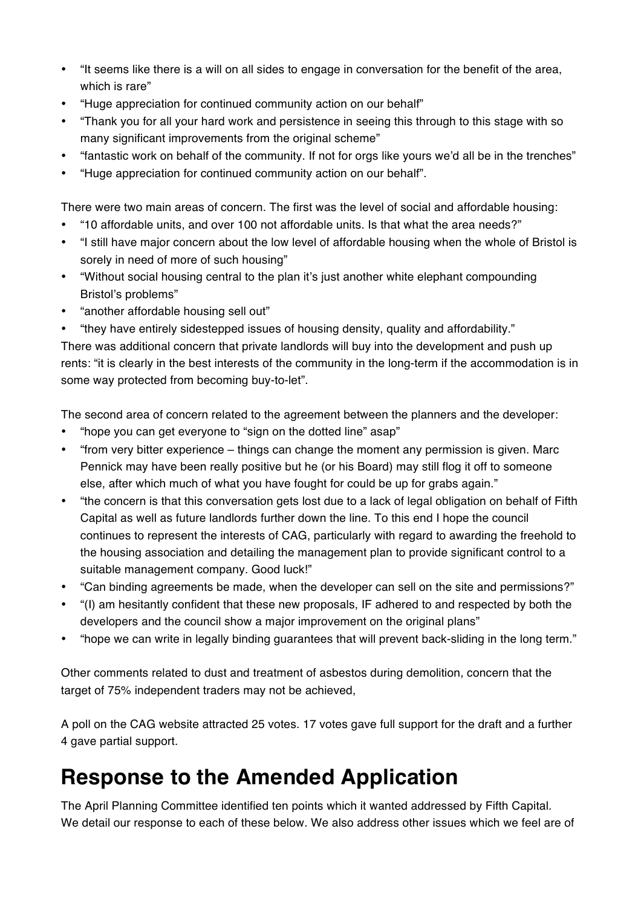- "It seems like there is a will on all sides to engage in conversation for the benefit of the area, which is rare"
- "Huge appreciation for continued community action on our behalf"
- "Thank you for all your hard work and persistence in seeing this through to this stage with so many significant improvements from the original scheme"
- "fantastic work on behalf of the community. If not for orgs like yours we'd all be in the trenches"
- "Huge appreciation for continued community action on our behalf".

There were two main areas of concern. The first was the level of social and affordable housing:

- "10 affordable units, and over 100 not affordable units. Is that what the area needs?"
- "I still have major concern about the low level of affordable housing when the whole of Bristol is sorely in need of more of such housing"
- "Without social housing central to the plan it's just another white elephant compounding Bristol's problems"
- "another affordable housing sell out"
- "they have entirely sidestepped issues of housing density, quality and affordability."

There was additional concern that private landlords will buy into the development and push up rents: "it is clearly in the best interests of the community in the long-term if the accommodation is in some way protected from becoming buy-to-let".

The second area of concern related to the agreement between the planners and the developer:

- "hope you can get everyone to "sign on the dotted line" asap"
- "from very bitter experience – things can change the moment any permission is given. Marc Pennick may have been really positive but he (or his Board) may still flog it off to someone else, after which much of what you have fought for could be up for grabs again."
- "the concern is that this conversation gets lost due to a lack of legal obligation on behalf of Fifth Capital as well as future landlords further down the line. To this end I hope the council continues to represent the interests of CAG, particularly with regard to awarding the freehold to the housing association and detailing the management plan to provide significant control to a suitable management company. Good luck!"
- "Can binding agreements be made, when the developer can sell on the site and permissions?"
- "(I) am hesitantly confident that these new proposals, IF adhered to and respected by both the developers and the council show a major improvement on the original plans"
- "hope we can write in legally binding guarantees that will prevent back-sliding in the long term."

Other comments related to dust and treatment of asbestos during demolition, concern that the target of 75% independent traders may not be achieved,

A poll on the CAG website attracted 25 votes. 17 votes gave full support for the draft and a further 4 gave partial support.

# Response to the Amended Application

The April Planning Committee identified ten points which it wanted addressed by Fifth Capital. We detail our response to each of these below. We also address other issues which we feel are of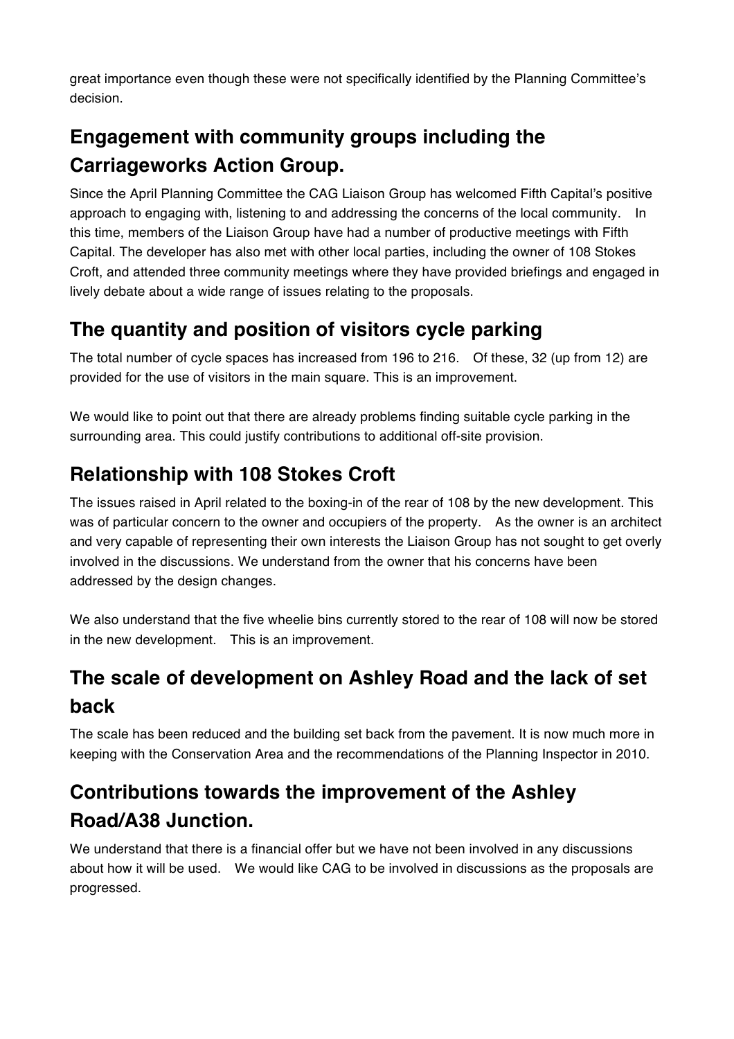great importance even though these were not specifically identified by the Planning Committee's decision.

## Engagement with community groups including the Carriageworks Action Group.

Since the April Planning Committee the CAG Liaison Group has welcomed Fifth Capital's positive approach to engaging with, listening to and addressing the concerns of the local community. In this time, members of the Liaison Group have had a number of productive meetings with Fifth Capital. The developer has also met with other local parties, including the owner of 108 Stokes Croft, and attended three community meetings where they have provided briefings and engaged in lively debate about a wide range of issues relating to the proposals.

## The quantity and position of visitors cycle parking

The total number of cycle spaces has increased from 196 to 216. Of these, 32 (up from 12) are provided for the use of visitors in the main square. This is an improvement.

We would like to point out that there are already problems finding suitable cycle parking in the surrounding area. This could justify contributions to additional off-site provision.

## Relationship with 108 Stokes Croft

The issues raised in April related to the boxing-in of the rear of 108 by the new development. This was of particular concern to the owner and occupiers of the property. As the owner is an architect and very capable of representing their own interests the Liaison Group has not sought to get overly involved in the discussions. We understand from the owner that his concerns have been addressed by the design changes.

We also understand that the five wheelie bins currently stored to the rear of 108 will now be stored in the new development. This is an improvement.

## The scale of development on Ashley Road and the lack of set back

The scale has been reduced and the building set back from the pavement. It is now much more in keeping with the Conservation Area and the recommendations of the Planning Inspector in 2010.

## Contributions towards the improvement of the Ashley Road/A38 Junction.

We understand that there is a financial offer but we have not been involved in any discussions about how it will be used. We would like CAG to be involved in discussions as the proposals are progressed.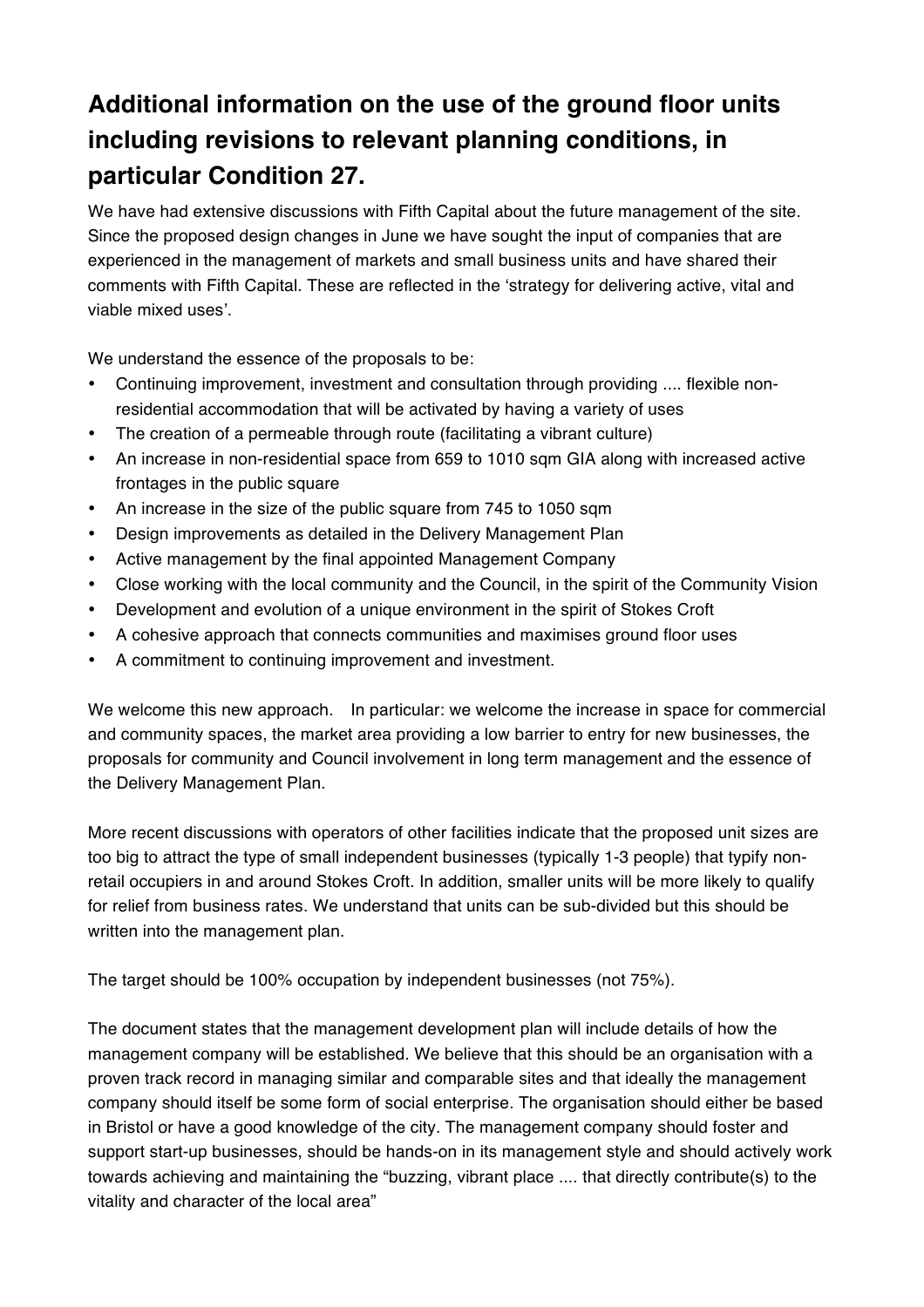# Additional information on the use of the ground floor units including revisions to relevant planning conditions, in particular Condition 27.

We have had extensive discussions with Fifth Capital about the future management of the site. Since the proposed design changes in June we have sought the input of companies that are experienced in the management of markets and small business units and have shared their comments with Fifth Capital. These are reflected in the 'strategy for delivering active, vital and viable mixed uses'.

We understand the essence of the proposals to be:

- Continuing improvement, investment and consultation through providing .... flexible non-residential accommodation that will be activated by having a variety of uses
- The creation of a permeable through route (facilitating a vibrant culture)
- An increase in non-residential space from 659 to 1010 sqm GIA along with increased active frontages in the public square
- An increase in the size of the public square from 745 to 1050 sqm
- Design improvements as detailed in the Delivery Management Plan
- Active management by the final appointed Management Company
- Close working with the local community and the Council, in the spirit of the Community Vision
- Development and evolution of a unique environment in the spirit of Stokes Croft
- A cohesive approach that connects communities and maximises ground floor uses
- A commitment to continuing improvement and investment.

We welcome this new approach. In particular: we welcome the increase in space for commercial and community spaces, the market area providing a low barrier to entry for new businesses, the proposals for community and Council involvement in long term management and the essence of the Delivery Management Plan.

More recent discussions with operators of other facilities indicate that the proposed unit sizes are too big to attract the type of small independent businesses (typically 1-3 people) that typify non-retail occupiers in and around Stokes Croft. In addition, smaller units will be more likely to qualify for relief from business rates. We understand that units can be sub-divided but this should be written into the management plan.

The target should be 100% occupation by independent businesses (not 75%).

The document states that the management development plan will include details of how the management company will be established. We believe that this should be an organisation with a proven track record in managing similar and comparable sites and that ideally the management company should itself be some form of social enterprise. The organisation should either be based in Bristol or have a good knowledge of the city. The management company should foster and support start-up businesses, should be hands-on in its management style and should actively work towards achieving and maintaining the "buzzing, vibrant place .... that directly contribute(s) to the vitality and character of the local area"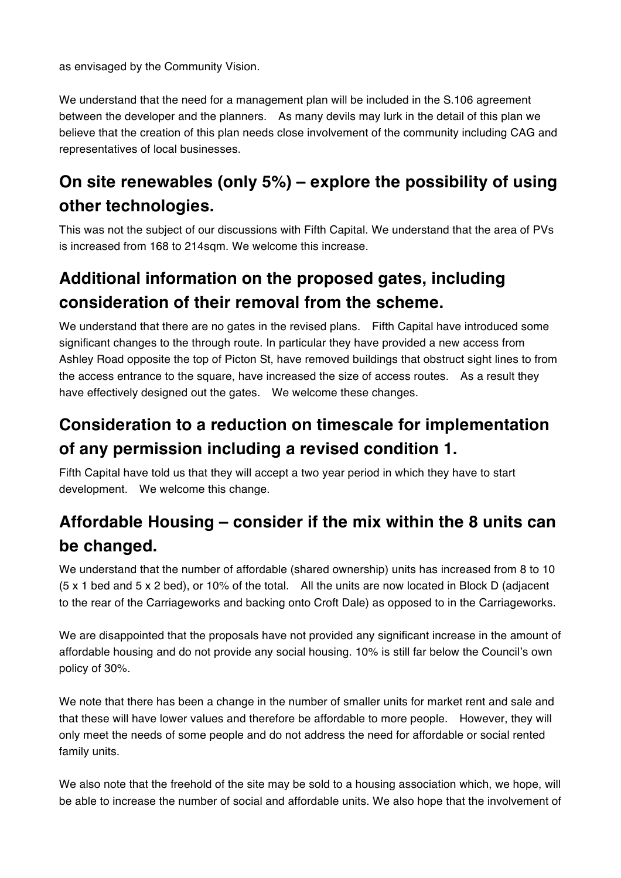as envisaged by the Community Vision.

We understand that the need for a management plan will be included in the S.106 agreement between the developer and the planners. As many devils may lurk in the detail of this plan we believe that the creation of this plan needs close involvement of the community including CAG and representatives of local businesses.

## On site renewables (only 5%) – explore the possibility of using other technologies.

This was not the subject of our discussions with Fifth Capital. We understand that the area of PVs is increased from 168 to 214sqm. We welcome this increase.

## Additional information on the proposed gates, including consideration of their removal from the scheme.

We understand that there are no gates in the revised plans. Fifth Capital have introduced some significant changes to the through route. In particular they have provided a new access from Ashley Road opposite the top of Picton St, have removed buildings that obstruct sight lines to from the access entrance to the square, have increased the size of access routes. As a result they have effectively designed out the gates. We welcome these changes.

## Consideration to a reduction on timescale for implementation of any permission including a revised condition 1.

Fifth Capital have told us that they will accept a two year period in which they have to start development. We welcome this change.

## Affordable Housing – consider if the mix within the 8 units can be changed.

We understand that the number of affordable (shared ownership) units has increased from 8 to 10 (5 x 1 bed and 5 x 2 bed), or 10% of the total. All the units are now located in Block D (adjacent to the rear of the Carriageworks and backing onto Croft Dale) as opposed to in the Carriageworks.

We are disappointed that the proposals have not provided any significant increase in the amount of affordable housing and do not provide any social housing. 10% is still far below the Council's own policy of 30%.

We note that there has been a change in the number of smaller units for market rent and sale and that these will have lower values and therefore be affordable to more people. However, they will only meet the needs of some people and do not address the need for affordable or social rented family units.

We also note that the freehold of the site may be sold to a housing association which, we hope, will be able to increase the number of social and affordable units. We also hope that the involvement of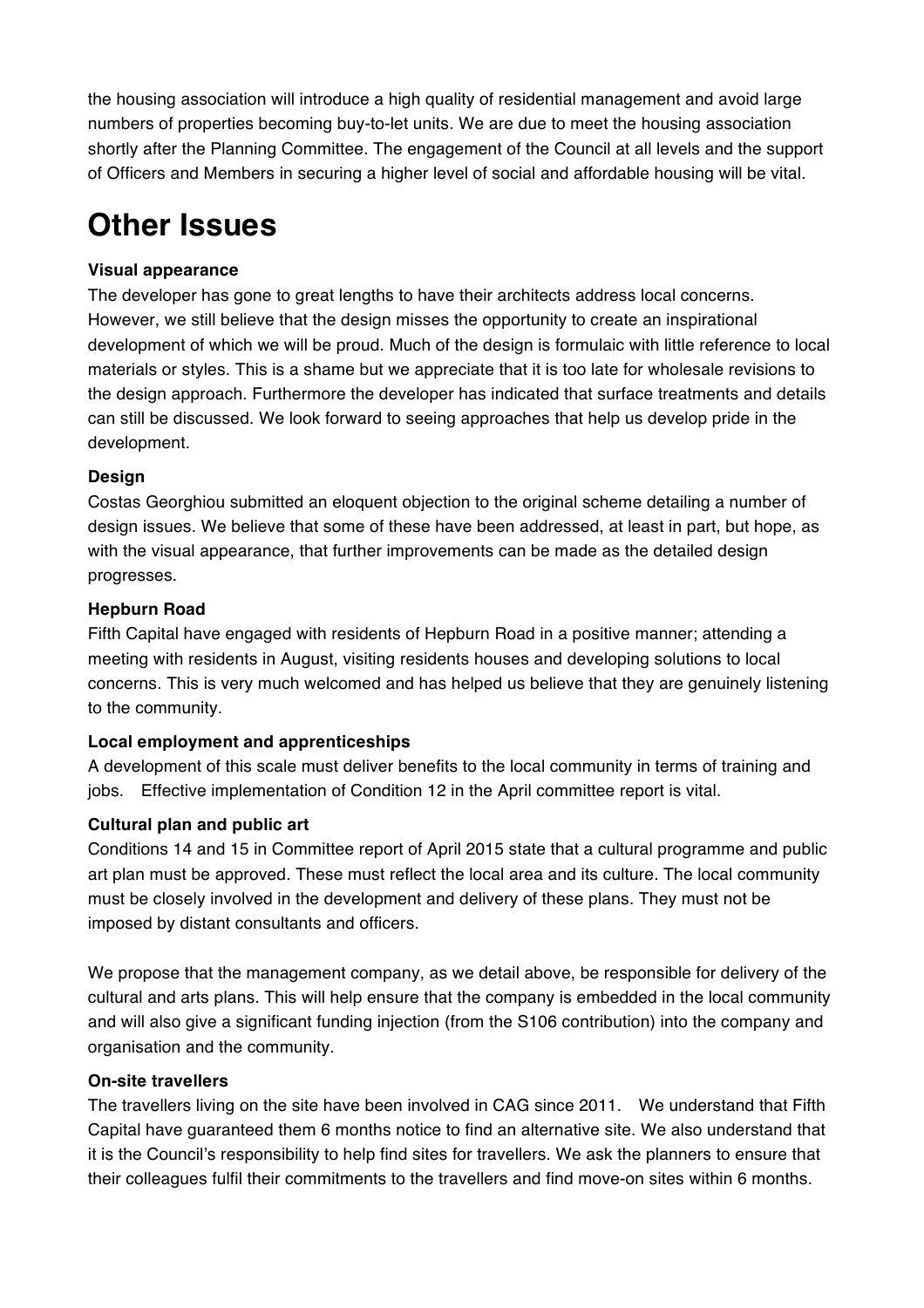the housing association will introduce a high quality of residential management and avoid large numbers of properties becoming buy-to-let units. We are due to meet the housing association shortly after the Planning Committee. The engagement of the Council at all levels and the support of Officers and Members in securing a higher level of social and affordable housing will be vital.

# Other Issues

**Visual appearance**

The developer has gone to great lengths to have their architects address local concerns. However, we still believe that the design misses the opportunity to create an inspirational development of which we will be proud. Much of the design is formulaic with little reference to local materials or styles. This is a shame but we appreciate that it is too late for wholesale revisions to the design approach. Furthermore the developer has indicated that surface treatments and details can still be discussed. We look forward to seeing approaches that help us develop pride in the development.

**Design**

Costas Georghiou submitted an eloquent objection to the original scheme detailing a number of design issues. We believe that some of these have been addressed, at least in part, but hope, as with the visual appearance, that further improvements can be made as the detailed design progresses.

**Hepburn Road**

Fifth Capital have engaged with residents of Hepburn Road in a positive manner; attending a meeting with residents in August, visiting residents houses and developing solutions to local concerns. This is very much welcomed and has helped us believe that they are genuinely listening to the community.

**Local employment and apprenticeships**

A development of this scale must deliver benefits to the local community in terms of training and jobs. Effective implementation of Condition 12 in the April committee report is vital.

**Cultural plan and public art**

Conditions 14 and 15 in Committee report of April 2015 state that a cultural programme and public art plan must be approved. These must reflect the local area and its culture. The local community must be closely involved in the development and delivery of these plans. They must not be imposed by distant consultants and officers.

We propose that the management company, as we detail above, be responsible for delivery of the cultural and arts plans. This will help ensure that the company is embedded in the local community and will also give a significant funding injection (from the S106 contribution) into the company and organisation and the community.

**On-site travellers**

The travellers living on the site have been involved in CAG since 2011. We understand that Fifth Capital have guaranteed them 6 months notice to find an alternative site. We also understand that it is the Council's responsibility to help find sites for travellers. We ask the planners to ensure that their colleagues fulfil their commitments to the travellers and find move-on sites within 6 months.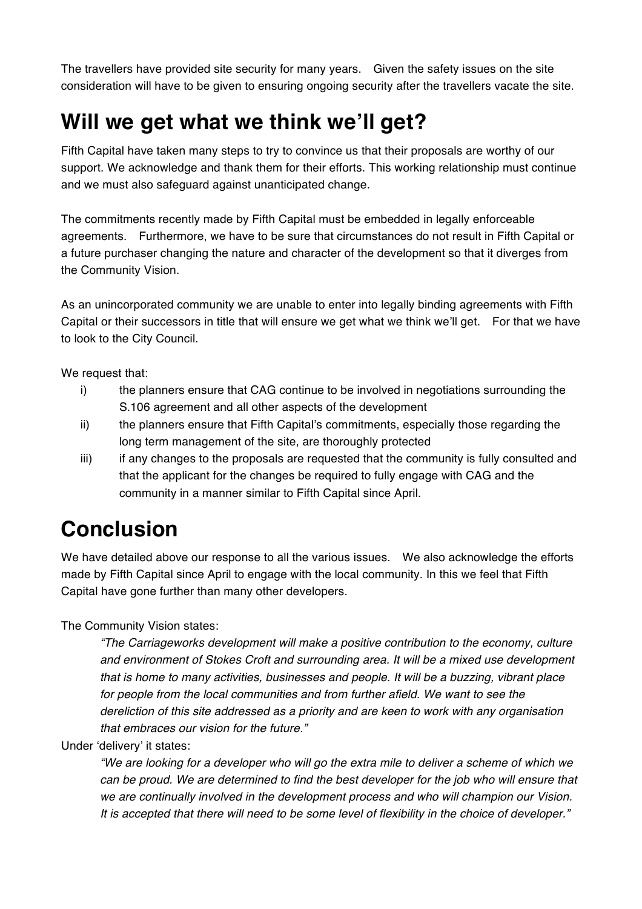The travellers have provided site security for many years. Given the safety issues on the site consideration will have to be given to ensuring ongoing security after the travellers vacate the site.

# Will we get what we think we'll get?

Fifth Capital have taken many steps to try to convince us that their proposals are worthy of our support. We acknowledge and thank them for their efforts. This working relationship must continue and we must also safeguard against unanticipated change.

The commitments recently made by Fifth Capital must be embedded in legally enforceable agreements. Furthermore, we have to be sure that circumstances do not result in Fifth Capital or a future purchaser changing the nature and character of the development so that it diverges from the Community Vision.

As an unincorporated community we are unable to enter into legally binding agreements with Fifth Capital or their successors in title that will ensure we get what we think we'll get. For that we have to look to the City Council.

We request that:

i) the planners ensure that CAG continue to be involved in negotiations surrounding the S.106 agreement and all other aspects of the development

ii) the planners ensure that Fifth Capital's commitments, especially those regarding the long term management of the site, are thoroughly protected

iii) if any changes to the proposals are requested that the community is fully consulted and that the applicant for the changes be required to fully engage with CAG and the community in a manner similar to Fifth Capital since April.

# Conclusion

We have detailed above our response to all the various issues. We also acknowledge the efforts made by Fifth Capital since April to engage with the local community. In this we feel that Fifth Capital have gone further than many other developers.

The Community Vision states:

> *"The Carriageworks development will make a positive contribution to the economy, culture and environment of Stokes Croft and surrounding area. It will be a mixed use development that is home to many activities, businesses and people. It will be a buzzing, vibrant place for people from the local communities and from further afield. We want to see the dereliction of this site addressed as a priority and are keen to work with any organisation that embraces our vision for the future."*

Under 'delivery' it states:

> *"We are looking for a developer who will go the extra mile to deliver a scheme of which we can be proud. We are determined to find the best developer for the job who will ensure that we are continually involved in the development process and who will champion our Vision. It is accepted that there will need to be some level of flexibility in the choice of developer."*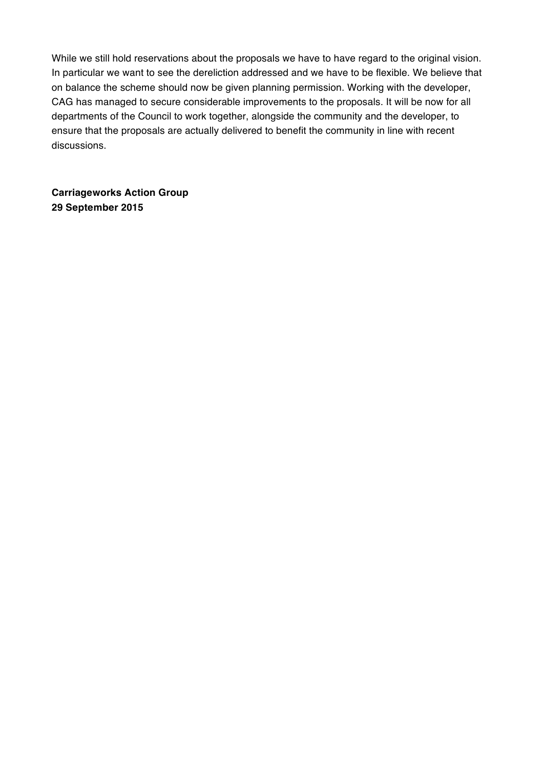While we still hold reservations about the proposals we have to have regard to the original vision. In particular we want to see the dereliction addressed and we have to be flexible. We believe that on balance the scheme should now be given planning permission. Working with the developer, CAG has managed to secure considerable improvements to the proposals. It will be now for all departments of the Council to work together, alongside the community and the developer, to ensure that the proposals are actually delivered to benefit the community in line with recent discussions.

**Carriageworks Action Group**
**29 September 2015**